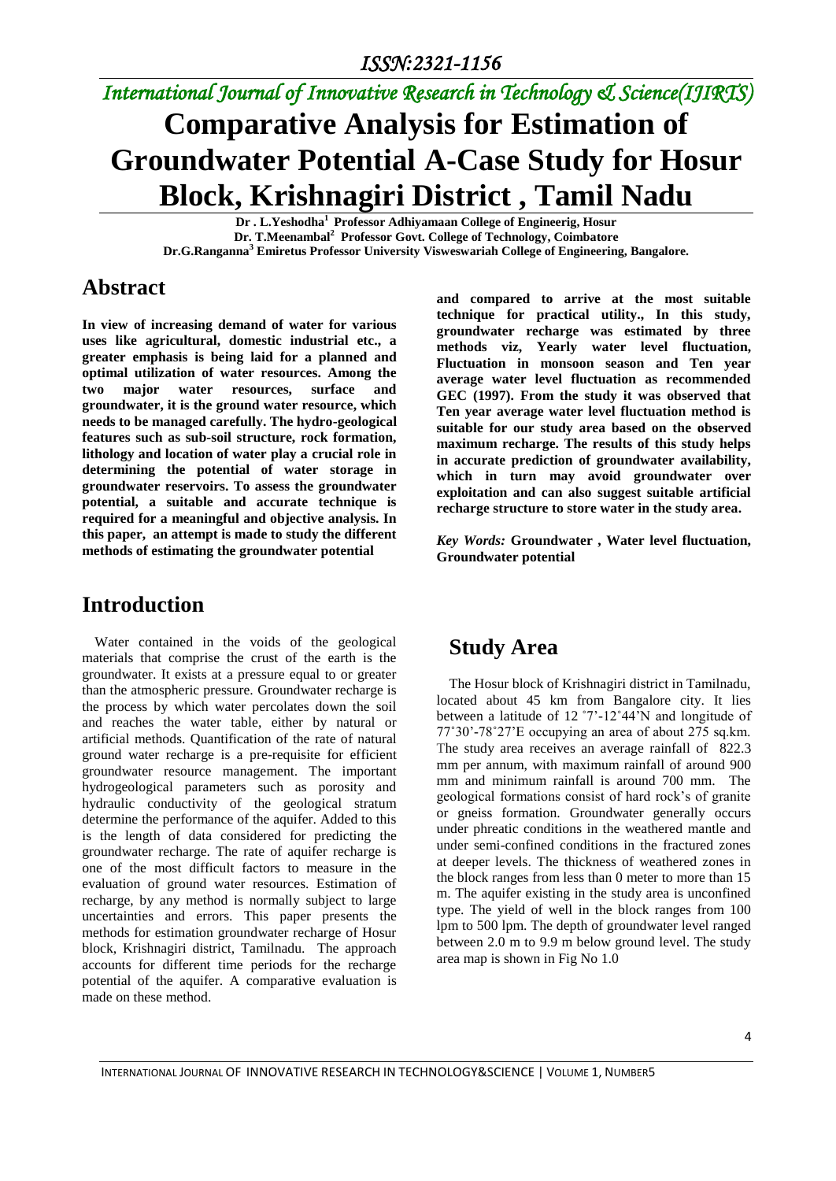*International Journal of Innovative Research in Technology & Science(IJIRTS)*

# Comparative Analysis for Estimation of Groundwater Potential A-Case Study for Hosur Block, Krishnagiri District , Tamil Nadu

**Dr . L.Yeshodha[1] Professor Adhiyamaan College of Engineerig, Hosur**
**Dr. T.Meenambal[2] Professor Govt. College of Technology, Coimbatore**
**Dr.G.Ranganna[3] Emiretus Professor University Visweswariah College of Engineering, Bangalore.**

## Abstract

**In view of increasing demand of water for various uses like agricultural, domestic industrial etc., a greater emphasis is being laid for a planned and optimal utilization of water resources. Among the two major water resources, surface and groundwater, it is the ground water resource, which needs to be managed carefully. The hydro-geological features such as sub-soil structure, rock formation, lithology and location of water play a crucial role in determining the potential of water storage in groundwater reservoirs. To assess the groundwater potential, a suitable and accurate technique is required for a meaningful and objective analysis. In this paper, an attempt is made to study the different methods of estimating the groundwater potential and compared to arrive at the most suitable technique for practical utility., In this study, groundwater recharge was estimated by three methods viz, Yearly water level fluctuation, Fluctuation in monsoon season and Ten year average water level fluctuation as recommended GEC (1997). From the study it was observed that Ten year average water level fluctuation method is suitable for our study area based on the observed maximum recharge. The results of this study helps in accurate prediction of groundwater availability, which in turn may avoid groundwater over exploitation and can also suggest suitable artificial recharge structure to store water in the study area.**

*Key Words:* **Groundwater , Water level fluctuation, Groundwater potential**

## Introduction

Water contained in the voids of the geological materials that comprise the crust of the earth is the groundwater. It exists at a pressure equal to or greater than the atmospheric pressure. Groundwater recharge is the process by which water percolates down the soil and reaches the water table, either by natural or artificial methods. Quantification of the rate of natural ground water recharge is a pre-requisite for efficient groundwater resource management. The important hydrogeological parameters such as porosity and hydraulic conductivity of the geological stratum determine the performance of the aquifer. Added to this is the length of data considered for predicting the groundwater recharge. The rate of aquifer recharge is one of the most difficult factors to measure in the evaluation of ground water resources. Estimation of recharge, by any method is normally subject to large uncertainties and errors. This paper presents the methods for estimation groundwater recharge of Hosur block, Krishnagiri district, Tamilnadu. The approach accounts for different time periods for the recharge potential of the aquifer. A comparative evaluation is made on these method.

## Study Area

The Hosur block of Krishnagiri district in Tamilnadu, located about 45 km from Bangalore city. It lies between a latitude of 12 ˚7'-12˚44'N and longitude of 77˚30'-78˚27'E occupying an area of about 275 sq.km. The study area receives an average rainfall of 822.3 mm per annum, with maximum rainfall of around 900 mm and minimum rainfall is around 700 mm. The geological formations consist of hard rock's of granite or gneiss formation. Groundwater generally occurs under phreatic conditions in the weathered mantle and under semi-confined conditions in the fractured zones at deeper levels. The thickness of weathered zones in the block ranges from less than 0 meter to more than 15 m. The aquifer existing in the study area is unconfined type. The yield of well in the block ranges from 100 lpm to 500 lpm. The depth of groundwater level ranged between 2.0 m to 9.9 m below ground level. The study area map is shown in Fig No 1.0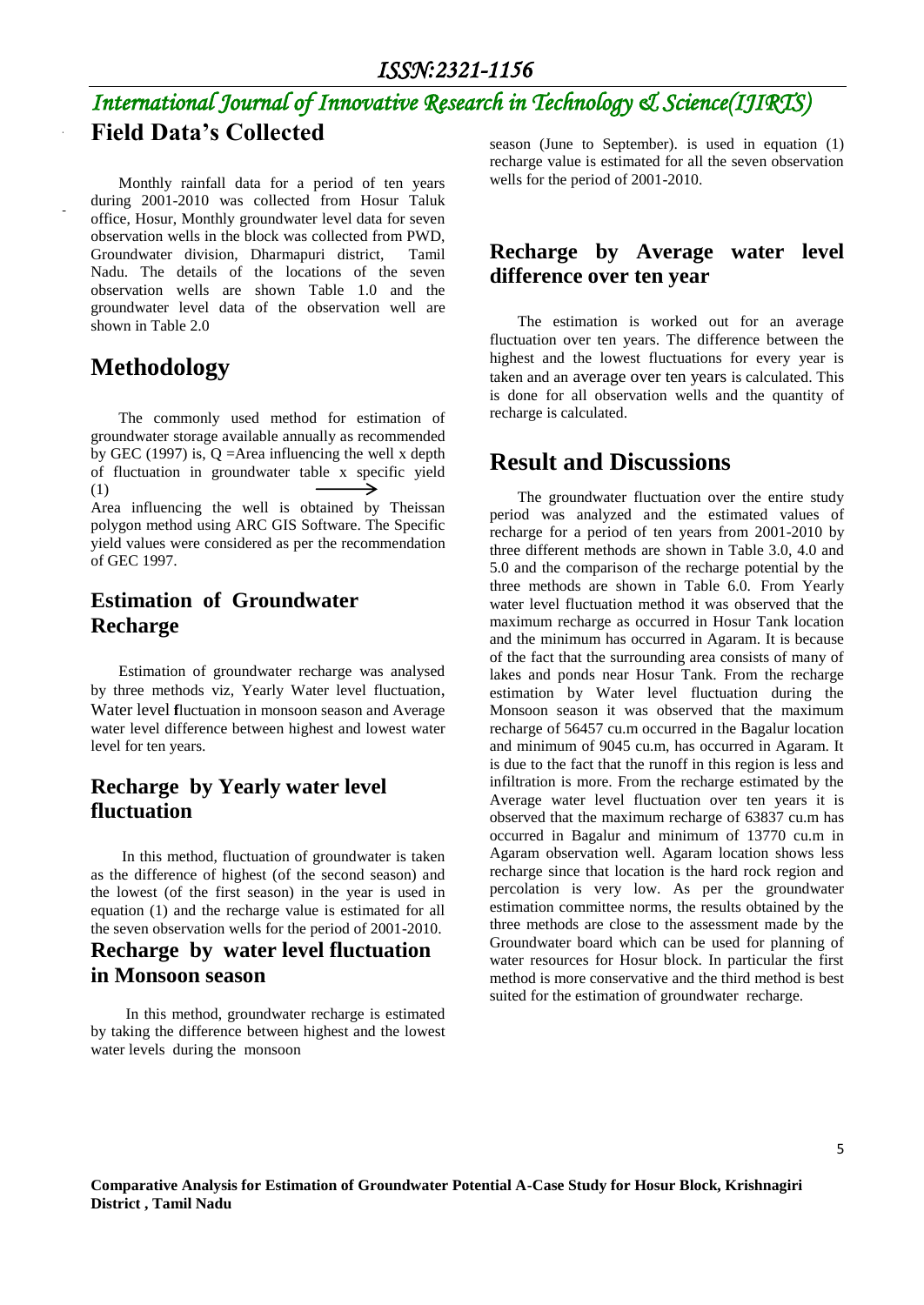## Field Data's Collected

Monthly rainfall data for a period of ten years during 2001-2010 was collected from Hosur Taluk office, Hosur, Monthly groundwater level data for seven observation wells in the block was collected from PWD, Groundwater division, Dharmapuri district, Tamil Nadu. The details of the locations of the seven observation wells are shown Table 1.0 and the groundwater level data of the observation well are shown in Table 2.0

# Methodology

The commonly used method for estimation of groundwater storage available annually as recommended by GEC (1997) is, Q =Area influencing the well x depth of fluctuation in groundwater table x specific yield ⟶ (1)

Area influencing the well is obtained by Theissan polygon method using ARC GIS Software. The Specific yield values were considered as per the recommendation of GEC 1997.

## Estimation of Groundwater Recharge

Estimation of groundwater recharge was analysed by three methods viz, Yearly Water level fluctuation, Water level fluctuation in monsoon season and Average water level difference between highest and lowest water level for ten years.

## Recharge by Yearly water level fluctuation

In this method, fluctuation of groundwater is taken as the difference of highest (of the second season) and the lowest (of the first season) in the year is used in equation (1) and the recharge value is estimated for all the seven observation wells for the period of 2001-2010.

## Recharge by water level fluctuation in Monsoon season

In this method, groundwater recharge is estimated by taking the difference between highest and the lowest water levels during the monsoon season (June to September). is used in equation (1) recharge value is estimated for all the seven observation wells for the period of 2001-2010.

## Recharge by Average water level difference over ten year

The estimation is worked out for an average fluctuation over ten years. The difference between the highest and the lowest fluctuations for every year is taken and an average over ten years is calculated. This is done for all observation wells and the quantity of recharge is calculated.

# Result and Discussions

The groundwater fluctuation over the entire study period was analyzed and the estimated values of recharge for a period of ten years from 2001-2010 by three different methods are shown in Table 3.0, 4.0 and 5.0 and the comparison of the recharge potential by the three methods are shown in Table 6.0. From Yearly water level fluctuation method it was observed that the maximum recharge as occurred in Hosur Tank location and the minimum has occurred in Agaram. It is because of the fact that the surrounding area consists of many of lakes and ponds near Hosur Tank. From the recharge estimation by Water level fluctuation during the Monsoon season it was observed that the maximum recharge of 56457 cu.m occurred in the Bagalur location and minimum of 9045 cu.m, has occurred in Agaram. It is due to the fact that the runoff in this region is less and infiltration is more. From the recharge estimated by the Average water level fluctuation over ten years it is observed that the maximum recharge of 63837 cu.m has occurred in Bagalur and minimum of 13770 cu.m in Agaram observation well. Agaram location shows less recharge since that location is the hard rock region and percolation is very low. As per the groundwater estimation committee norms, the results obtained by the three methods are close to the assessment made by the Groundwater board which can be used for planning of water resources for Hosur block. In particular the first method is more conservative and the third method is best suited for the estimation of groundwater recharge.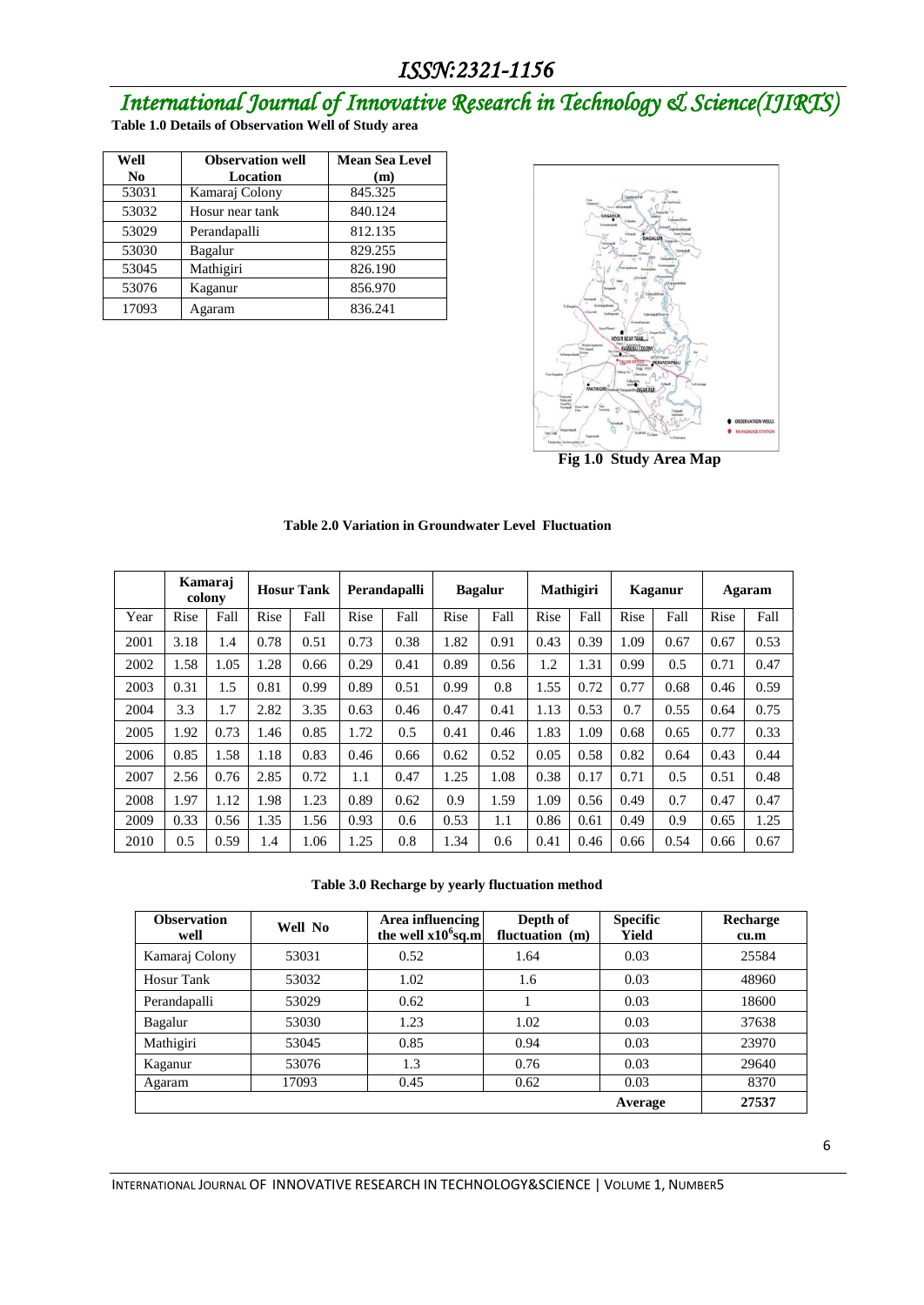**Table 1.0 Details of Observation Well of Study area**

| Well No | Observation well Location | Mean Sea Level (m) |
|---|---|---|
| 53031 | Kamaraj Colony | 845.325 |
| 53032 | Hosur near tank | 840.124 |
| 53029 | Perandapalli | 812.135 |
| 53030 | Bagalur | 829.255 |
| 53045 | Mathigiri | 826.190 |
| 53076 | Kaganur | 856.970 |
| 17093 | Agaram | 836.241 |

**Fig 1.0 Study Area Map**

**Table 2.0 Variation in Groundwater Level Fluctuation**

| | Kamaraj colony | | Hosur Tank | | Perandapalli | | Bagalur | | Mathigiri | | Kaganur | | Agaram | |
|---|---|---|---|---|---|---|---|---|---|---|---|---|---|---|
| Year | Rise | Fall | Rise | Fall | Rise | Fall | Rise | Fall | Rise | Fall | Rise | Fall | Rise | Fall |
| 2001 | 3.18 | 1.4 | 0.78 | 0.51 | 0.73 | 0.38 | 1.82 | 0.91 | 0.43 | 0.39 | 1.09 | 0.67 | 0.67 | 0.53 |
| 2002 | 1.58 | 1.05 | 1.28 | 0.66 | 0.29 | 0.41 | 0.89 | 0.56 | 1.2 | 1.31 | 0.99 | 0.5 | 0.71 | 0.47 |
| 2003 | 0.31 | 1.5 | 0.81 | 0.99 | 0.89 | 0.51 | 0.99 | 0.8 | 1.55 | 0.72 | 0.77 | 0.68 | 0.46 | 0.59 |
| 2004 | 3.3 | 1.7 | 2.82 | 3.35 | 0.63 | 0.46 | 0.47 | 0.41 | 1.13 | 0.53 | 0.7 | 0.55 | 0.64 | 0.75 |
| 2005 | 1.92 | 0.73 | 1.46 | 0.85 | 1.72 | 0.5 | 0.41 | 0.46 | 1.83 | 1.09 | 0.68 | 0.65 | 0.77 | 0.33 |
| 2006 | 0.85 | 1.58 | 1.18 | 0.83 | 0.46 | 0.66 | 0.62 | 0.52 | 0.05 | 0.58 | 0.82 | 0.64 | 0.43 | 0.44 |
| 2007 | 2.56 | 0.76 | 2.85 | 0.72 | 1.1 | 0.47 | 1.25 | 1.08 | 0.38 | 0.17 | 0.71 | 0.5 | 0.51 | 0.48 |
| 2008 | 1.97 | 1.12 | 1.98 | 1.23 | 0.89 | 0.62 | 0.9 | 1.59 | 1.09 | 0.56 | 0.49 | 0.7 | 0.47 | 0.47 |
| 2009 | 0.33 | 0.56 | 1.35 | 1.56 | 0.93 | 0.6 | 0.53 | 1.1 | 0.86 | 0.61 | 0.49 | 0.9 | 0.65 | 1.25 |
| 2010 | 0.5 | 0.59 | 1.4 | 1.06 | 1.25 | 0.8 | 1.34 | 0.6 | 0.41 | 0.46 | 0.66 | 0.54 | 0.66 | 0.67 |

**Table 3.0 Recharge by yearly fluctuation method**

| Observation well | Well No | Area influencing the well $x10^6$sq.m | Depth of fluctuation (m) | Specific Yield | Recharge cu.m |
|---|---|---|---|---|---|
| Kamaraj Colony | 53031 | 0.52 | 1.64 | 0.03 | 25584 |
| Hosur Tank | 53032 | 1.02 | 1.6 | 0.03 | 48960 |
| Perandapalli | 53029 | 0.62 | 1 | 0.03 | 18600 |
| Bagalur | 53030 | 1.23 | 1.02 | 0.03 | 37638 |
| Mathigiri | 53045 | 0.85 | 0.94 | 0.03 | 23970 |
| Kaganur | 53076 | 1.3 | 0.76 | 0.03 | 29640 |
| Agaram | 17093 | 0.45 | 0.62 | 0.03 | 8370 |
| | | | | **Average** | **27537** |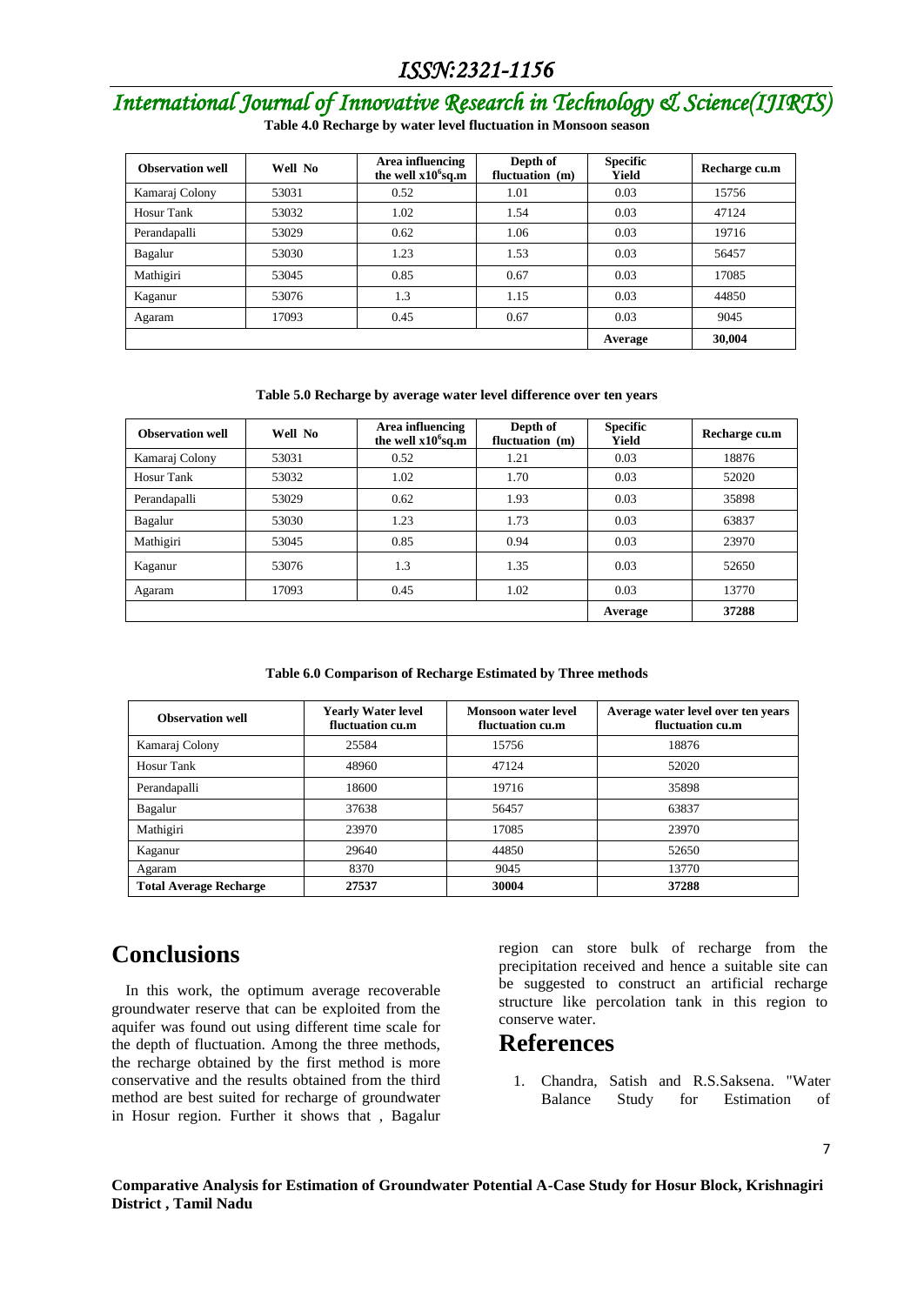**Table 4.0 Recharge by water level fluctuation in Monsoon season**

| Observation well | Well No | Area influencing the well $x10^6$sq.m | Depth of fluctuation (m) | Specific Yield | Recharge cu.m |
|---|---|---|---|---|---|
| Kamaraj Colony | 53031 | 0.52 | 1.01 | 0.03 | 15756 |
| Hosur Tank | 53032 | 1.02 | 1.54 | 0.03 | 47124 |
| Perandapalli | 53029 | 0.62 | 1.06 | 0.03 | 19716 |
| Bagalur | 53030 | 1.23 | 1.53 | 0.03 | 56457 |
| Mathigiri | 53045 | 0.85 | 0.67 | 0.03 | 17085 |
| Kaganur | 53076 | 1.3 | 1.15 | 0.03 | 44850 |
| Agaram | 17093 | 0.45 | 0.67 | 0.03 | 9045 |
| | | | | **Average** | **30,004** |

**Table 5.0 Recharge by average water level difference over ten years**

| Observation well | Well No | Area influencing the well $x10^6$sq.m | Depth of fluctuation (m) | Specific Yield | Recharge cu.m |
|---|---|---|---|---|---|
| Kamaraj Colony | 53031 | 0.52 | 1.21 | 0.03 | 18876 |
| Hosur Tank | 53032 | 1.02 | 1.70 | 0.03 | 52020 |
| Perandapalli | 53029 | 0.62 | 1.93 | 0.03 | 35898 |
| Bagalur | 53030 | 1.23 | 1.73 | 0.03 | 63837 |
| Mathigiri | 53045 | 0.85 | 0.94 | 0.03 | 23970 |
| Kaganur | 53076 | 1.3 | 1.35 | 0.03 | 52650 |
| Agaram | 17093 | 0.45 | 1.02 | 0.03 | 13770 |
| | | | | **Average** | **37288** |

**Table 6.0 Comparison of Recharge Estimated by Three methods**

| Observation well | Yearly Water level fluctuation cu.m | Monsoon water level fluctuation cu.m | Average water level over ten years fluctuation cu.m |
|---|---|---|---|
| Kamaraj Colony | 25584 | 15756 | 18876 |
| Hosur Tank | 48960 | 47124 | 52020 |
| Perandapalli | 18600 | 19716 | 35898 |
| Bagalur | 37638 | 56457 | 63837 |
| Mathigiri | 23970 | 17085 | 23970 |
| Kaganur | 29640 | 44850 | 52650 |
| Agaram | 8370 | 9045 | 13770 |
| **Total Average Recharge** | **27537** | **30004** | **37288** |

# Conclusions

In this work, the optimum average recoverable groundwater reserve that can be exploited from the aquifer was found out using different time scale for the depth of fluctuation. Among the three methods, the recharge obtained by the first method is more conservative and the results obtained from the third method are best suited for recharge of groundwater in Hosur region. Further it shows that , Bagalur region can store bulk of recharge from the precipitation received and hence a suitable site can be suggested to construct an artificial recharge structure like percolation tank in this region to conserve water.

# References

1. Chandra, Satish and R.S.Saksena. "Water Balance Study for Estimation of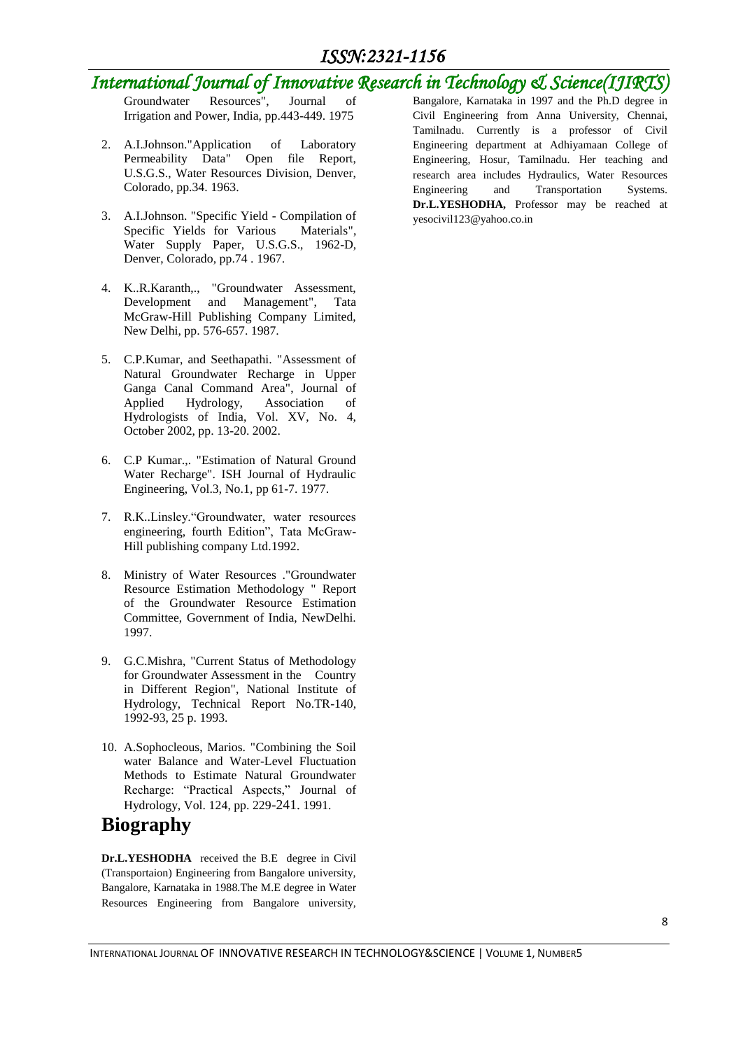Groundwater Resources", Journal of Irrigation and Power, India, pp.443-449. 1975

2. A.I.Johnson."Application of Laboratory Permeability Data" Open file Report, U.S.G.S., Water Resources Division, Denver, Colorado, pp.34. 1963.

3. A.I.Johnson. "Specific Yield - Compilation of Specific Yields for Various Materials", Water Supply Paper, U.S.G.S., 1962-D, Denver, Colorado, pp.74 . 1967.

4. K..R.Karanth,., "Groundwater Assessment, Development and Management", Tata McGraw-Hill Publishing Company Limited, New Delhi, pp. 576-657. 1987.

5. C.P.Kumar, and Seethapathi. "Assessment of Natural Groundwater Recharge in Upper Ganga Canal Command Area", Journal of Applied Hydrology, Association of Hydrologists of India, Vol. XV, No. 4, October 2002, pp. 13-20. 2002.

6. C.P Kumar.,. "Estimation of Natural Ground Water Recharge". ISH Journal of Hydraulic Engineering, Vol.3, No.1, pp 61-7. 1977.

7. R.K..Linsley."Groundwater, water resources engineering, fourth Edition", Tata McGraw-Hill publishing company Ltd.1992.

8. Ministry of Water Resources ."Groundwater Resource Estimation Methodology " Report of the Groundwater Resource Estimation Committee, Government of India, NewDelhi. 1997.

9. G.C.Mishra, "Current Status of Methodology for Groundwater Assessment in the Country in Different Region", National Institute of Hydrology, Technical Report No.TR-140, 1992-93, 25 p. 1993.

10. A.Sophocleous, Marios. "Combining the Soil water Balance and Water-Level Fluctuation Methods to Estimate Natural Groundwater Recharge: "Practical Aspects," Journal of Hydrology, Vol. 124, pp. 229-241. 1991.

# Biography

**Dr.L.YESHODHA** received the B.E degree in Civil (Transportaion) Engineering from Bangalore university, Bangalore, Karnataka in 1988.The M.E degree in Water Resources Engineering from Bangalore university, Bangalore, Karnataka in 1997 and the Ph.D degree in Civil Engineering from Anna University, Chennai, Tamilnadu. Currently is a professor of Civil Engineering department at Adhiyamaan College of Engineering, Hosur, Tamilnadu. Her teaching and research area includes Hydraulics, Water Resources Engineering and Transportation Systems. **Dr.L.YESHODHA,** Professor may be reached at yesocivil123@yahoo.co.in